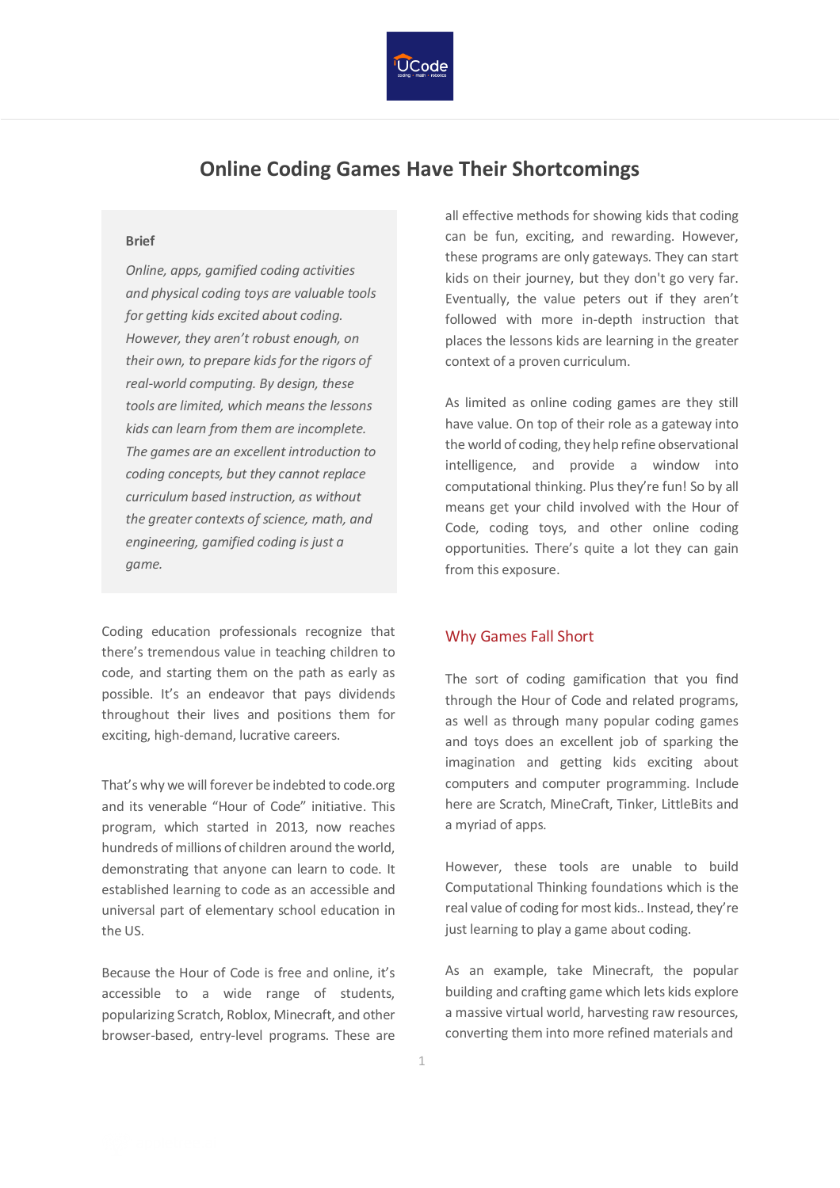# Online Coding Games Have Their Shortcomings

**Brief**

*Online, apps, gamified coding activities and physical coding toys are valuable tools for getting kids excited about coding. However, they aren't robust enough, on their own, to prepare kids for the rigors of real-world computing. By design, these tools are limited, which means the lessons kids can learn from them are incomplete. The games are an excellent introduction to coding concepts, but they cannot replace curriculum based instruction, as without the greater contexts of science, math, and engineering, gamified coding is just a game.*

Coding education professionals recognize that there's tremendous value in teaching children to code, and starting them on the path as early as possible. It's an endeavor that pays dividends throughout their lives and positions them for exciting, high-demand, lucrative careers.

That's why we will forever be indebted to code.org and its venerable "Hour of Code" initiative. This program, which started in 2013, now reaches hundreds of millions of children around the world, demonstrating that anyone can learn to code. It established learning to code as an accessible and universal part of elementary school education in the US.

Because the Hour of Code is free and online, it's accessible to a wide range of students, popularizing Scratch, Roblox, Minecraft, and other browser-based, entry-level programs. These are all effective methods for showing kids that coding can be fun, exciting, and rewarding. However, these programs are only gateways. They can start kids on their journey, but they don't go very far. Eventually, the value peters out if they aren't followed with more in-depth instruction that places the lessons kids are learning in the greater context of a proven curriculum.

As limited as online coding games are they still have value. On top of their role as a gateway into the world of coding, they help refine observational intelligence, and provide a window into computational thinking. Plus they're fun! So by all means get your child involved with the Hour of Code, coding toys, and other online coding opportunities. There's quite a lot they can gain from this exposure.

## Why Games Fall Short

The sort of coding gamification that you find through the Hour of Code and related programs, as well as through many popular coding games and toys does an excellent job of sparking the imagination and getting kids exciting about computers and computer programming. Include here are Scratch, MineCraft, Tinker, LittleBits and a myriad of apps.

However, these tools are unable to build Computational Thinking foundations which is the real value of coding for most kids.. Instead, they're just learning to play a game about coding.

As an example, take Minecraft, the popular building and crafting game which lets kids explore a massive virtual world, harvesting raw resources, converting them into more refined materials and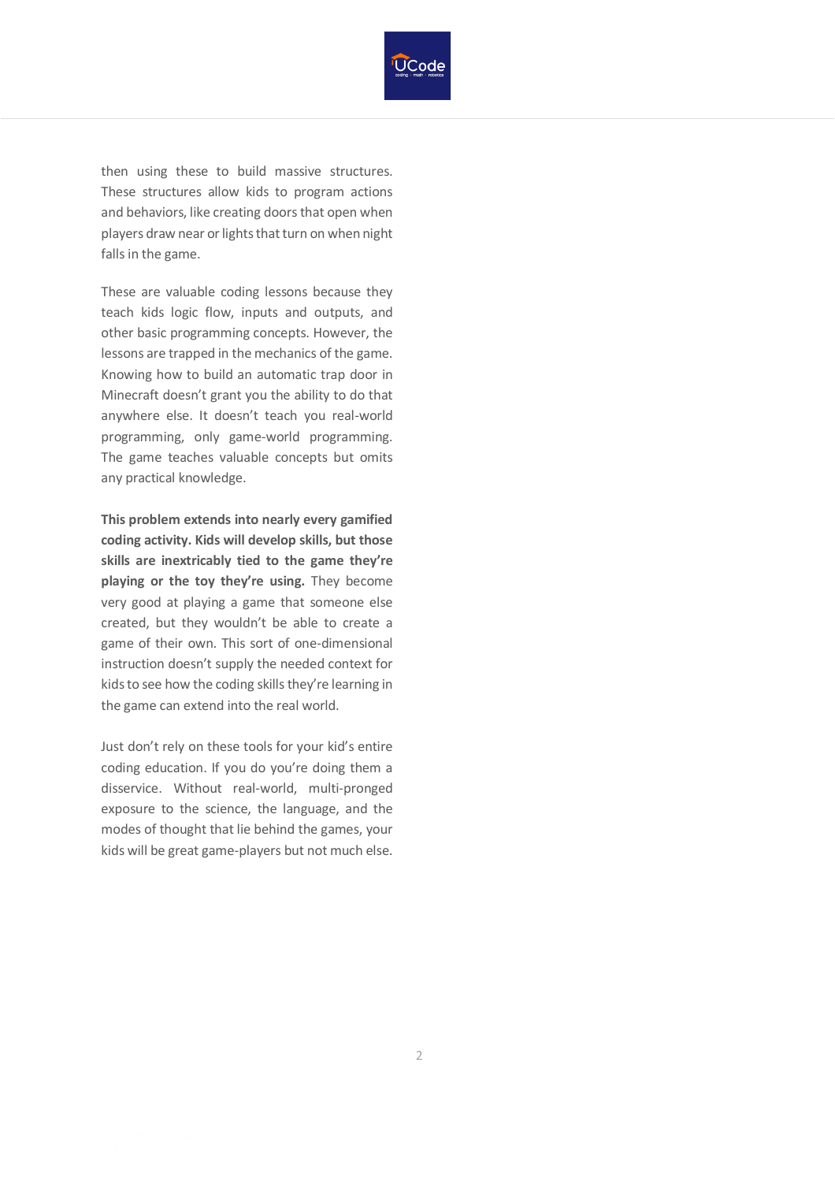then using these to build massive structures. These structures allow kids to program actions and behaviors, like creating doors that open when players draw near or lights that turn on when night falls in the game.

These are valuable coding lessons because they teach kids logic flow, inputs and outputs, and other basic programming concepts. However, the lessons are trapped in the mechanics of the game. Knowing how to build an automatic trap door in Minecraft doesn't grant you the ability to do that anywhere else. It doesn't teach you real-world programming, only game-world programming. The game teaches valuable concepts but omits any practical knowledge.

**This problem extends into nearly every gamified coding activity. Kids will develop skills, but those skills are inextricably tied to the game they're playing or the toy they're using.** They become very good at playing a game that someone else created, but they wouldn't be able to create a game of their own. This sort of one-dimensional instruction doesn't supply the needed context for kids to see how the coding skills they're learning in the game can extend into the real world.

Just don't rely on these tools for your kid's entire coding education. If you do you're doing them a disservice. Without real-world, multi-pronged exposure to the science, the language, and the modes of thought that lie behind the games, your kids will be great game-players but not much else.